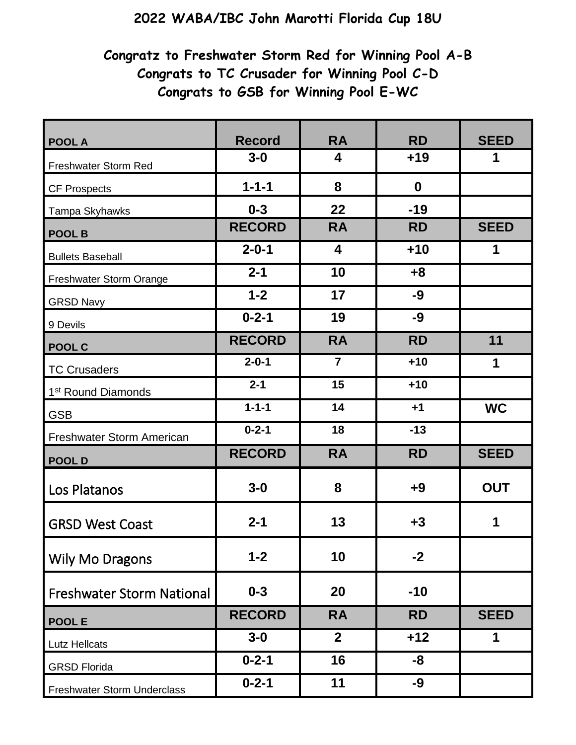# 2022 WABA/IBC John Marotti Florida Cup 18U

**Congratz to Freshwater Storm Red for Winning Pool A-B**
**Congrats to TC Crusader for Winning Pool C-D**
**Congrats to GSB for Winning Pool E-WC**

| POOL A | Record | RA | RD | SEED |
|---|---|---|---|---|
| Freshwater Storm Red | 3-0 | 4 | +19 | 1 |
| CF Prospects | 1-1-1 | 8 | 0 | |
| Tampa Skyhawks | 0-3 | 22 | -19 | |
| **POOL B** | **RECORD** | **RA** | **RD** | **SEED** |
| Bullets Baseball | 2-0-1 | 4 | +10 | 1 |
| Freshwater Storm Orange | 2-1 | 10 | +8 | |
| GRSD Navy | 1-2 | 17 | -9 | |
| 9 Devils | 0-2-1 | 19 | -9 | |
| **POOL C** | **RECORD** | **RA** | **RD** | **11** |
| TC Crusaders | 2-0-1 | 7 | +10 | 1 |
| 1st Round Diamonds | 2-1 | 15 | +10 | |
| GSB | 1-1-1 | 14 | +1 | WC |
| Freshwater Storm American | 0-2-1 | 18 | -13 | |
| **POOL D** | **RECORD** | **RA** | **RD** | **SEED** |
| Los Platanos | 3-0 | 8 | +9 | OUT |
| GRSD West Coast | 2-1 | 13 | +3 | 1 |
| Wily Mo Dragons | 1-2 | 10 | -2 | |
| Freshwater Storm National | 0-3 | 20 | -10 | |
| **POOL E** | **RECORD** | **RA** | **RD** | **SEED** |
| Lutz Hellcats | 3-0 | 2 | +12 | 1 |
| GRSD Florida | 0-2-1 | 16 | -8 | |
| Freshwater Storm Underclass | 0-2-1 | 11 | -9 | |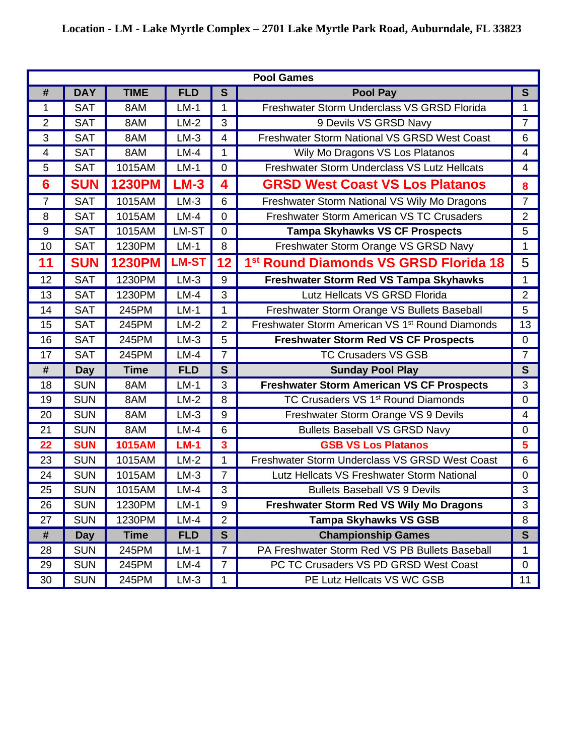**Location - LM - Lake Myrtle Complex – 2701 Lake Myrtle Park Road, Auburndale, FL 33823**

| Pool Games | | | | | | |
|---|---|---|---|---|---|---|
| **#** | **DAY** | **TIME** | **FLD** | **S** | **Pool Pay** | **S** |
| 1 | SAT | 8AM | LM-1 | 1 | Freshwater Storm Underclass VS GRSD Florida | 1 |
| 2 | SAT | 8AM | LM-2 | 3 | 9 Devils VS GRSD Navy | 7 |
| 3 | SAT | 8AM | LM-3 | 4 | Freshwater Storm National VS GRSD West Coast | 6 |
| 4 | SAT | 8AM | LM-4 | 1 | Wily Mo Dragons VS Los Platanos | 4 |
| 5 | SAT | 1015AM | LM-1 | 0 | Freshwater Storm Underclass VS Lutz Hellcats | 4 |
| **6** | **SUN** | **1230PM** | **LM-3** | **4** | **GRSD West Coast VS Los Platanos** | **8** |
| 7 | SAT | 1015AM | LM-3 | 6 | Freshwater Storm National VS Wily Mo Dragons | 7 |
| 8 | SAT | 1015AM | LM-4 | 0 | Freshwater Storm American VS TC Crusaders | 2 |
| 9 | SAT | 1015AM | LM-ST | 0 | **Tampa Skyhawks VS CF Prospects** | 5 |
| 10 | SAT | 1230PM | LM-1 | 8 | Freshwater Storm Orange VS GRSD Navy | 1 |
| **11** | **SUN** | **1230PM** | **LM-ST** | **12** | **1st Round Diamonds VS GRSD Florida 18** | 5 |
| 12 | SAT | 1230PM | LM-3 | 9 | **Freshwater Storm Red VS Tampa Skyhawks** | 1 |
| 13 | SAT | 1230PM | LM-4 | 3 | Lutz Hellcats VS GRSD Florida | 2 |
| 14 | SAT | 245PM | LM-1 | 1 | Freshwater Storm Orange VS Bullets Baseball | 5 |
| 15 | SAT | 245PM | LM-2 | 2 | Freshwater Storm American VS 1st Round Diamonds | 13 |
| 16 | SAT | 245PM | LM-3 | 5 | **Freshwater Storm Red VS CF Prospects** | 0 |
| 17 | SAT | 245PM | LM-4 | 7 | TC Crusaders VS GSB | 7 |
| **#** | **Day** | **Time** | **FLD** | **S** | **Sunday Pool Play** | **S** |
| 18 | SUN | 8AM | LM-1 | 3 | **Freshwater Storm American VS CF Prospects** | 3 |
| 19 | SUN | 8AM | LM-2 | 8 | TC Crusaders VS 1st Round Diamonds | 0 |
| 20 | SUN | 8AM | LM-3 | 9 | Freshwater Storm Orange VS 9 Devils | 4 |
| 21 | SUN | 8AM | LM-4 | 6 | Bullets Baseball VS GRSD Navy | 0 |
| **22** | **SUN** | **1015AM** | **LM-1** | **3** | **GSB VS Los Platanos** | **5** |
| 23 | SUN | 1015AM | LM-2 | 1 | Freshwater Storm Underclass VS GRSD West Coast | 6 |
| 24 | SUN | 1015AM | LM-3 | 7 | Lutz Hellcats VS Freshwater Storm National | 0 |
| 25 | SUN | 1015AM | LM-4 | 3 | Bullets Baseball VS 9 Devils | 3 |
| 26 | SUN | 1230PM | LM-1 | 9 | **Freshwater Storm Red VS Wily Mo Dragons** | 3 |
| 27 | SUN | 1230PM | LM-4 | 2 | **Tampa Skyhawks VS GSB** | 8 |
| **#** | **Day** | **Time** | **FLD** | **S** | **Championship Games** | **S** |
| 28 | SUN | 245PM | LM-1 | 7 | PA Freshwater Storm Red VS PB Bullets Baseball | 1 |
| 29 | SUN | 245PM | LM-4 | 7 | PC TC Crusaders VS PD GRSD West Coast | 0 |
| 30 | SUN | 245PM | LM-3 | 1 | PE Lutz Hellcats VS WC GSB | 11 |